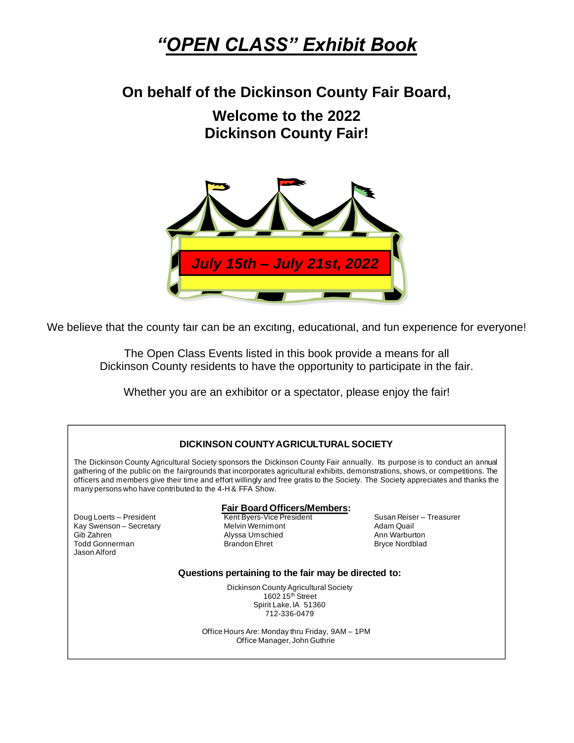# *"OPEN CLASS" Exhibit Book*

## On behalf of the Dickinson County Fair Board,

## Welcome to the 2022 Dickinson County Fair!

***July 15th – July 21st, 2022***

We believe that the county fair can be an exciting, educational, and fun experience for everyone!

The Open Class Events listed in this book provide a means for all Dickinson County residents to have the opportunity to participate in the fair.

Whether you are an exhibitor or a spectator, please enjoy the fair!

**DICKINSON COUNTY AGRICULTURAL SOCIETY**

The Dickinson County Agricultural Society sponsors the Dickinson County Fair annually. Its purpose is to conduct an annual gathering of the public on the fairgrounds that incorporates agricultural exhibits, demonstrations, shows, or competitions. The officers and members give their time and effort willingly and free gratis to the Society. The Society appreciates and thanks the many persons who have contributed to the 4-H & FFA Show.

**Fair Board Officers/Members:**

Doug Loerts – President
Kay Swenson – Secretary
Gib Zahren
Todd Gonnerman
Jason Alford
Kent Byers-Vice President
Melvin Wernimont
Alyssa Umschied
Brandon Ehret
Susan Reiser – Treasurer
Adam Quail
Ann Warburton
Bryce Nordblad

**Questions pertaining to the fair may be directed to:**

Dickinson County Agricultural Society
1602 15th Street
Spirit Lake, IA 51360
712-336-0479

Office Hours Are: Monday thru Friday, 9AM – 1PM
Office Manager, John Guthrie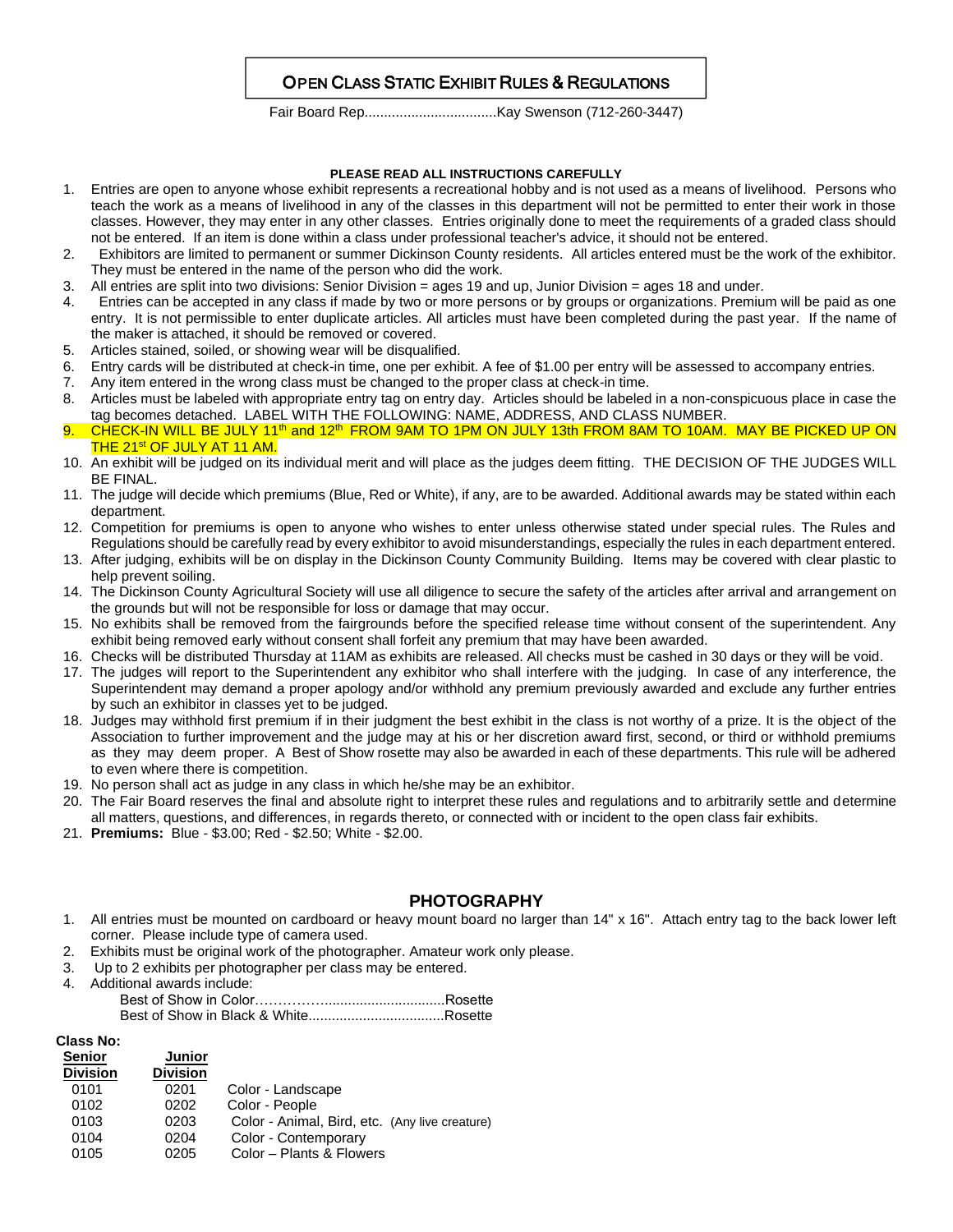# Open Class Static Exhibit Rules & Regulations

Fair Board Rep..................................Kay Swenson (712-260-3447)

**PLEASE READ ALL INSTRUCTIONS CAREFULLY**

1. Entries are open to anyone whose exhibit represents a recreational hobby and is not used as a means of livelihood. Persons who teach the work as a means of livelihood in any of the classes in this department will not be permitted to enter their work in those classes. However, they may enter in any other classes. Entries originally done to meet the requirements of a graded class should not be entered. If an item is done within a class under professional teacher's advice, it should not be entered.
2. Exhibitors are limited to permanent or summer Dickinson County residents. All articles entered must be the work of the exhibitor. They must be entered in the name of the person who did the work.
3. All entries are split into two divisions: Senior Division = ages 19 and up, Junior Division = ages 18 and under.
4. Entries can be accepted in any class if made by two or more persons or by groups or organizations. Premium will be paid as one entry. It is not permissible to enter duplicate articles. All articles must have been completed during the past year. If the name of the maker is attached, it should be removed or covered.
5. Articles stained, soiled, or showing wear will be disqualified.
6. Entry cards will be distributed at check-in time, one per exhibit. A fee of $1.00 per entry will be assessed to accompany entries.
7. Any item entered in the wrong class must be changed to the proper class at check-in time.
8. Articles must be labeled with appropriate entry tag on entry day. Articles should be labeled in a non-conspicuous place in case the tag becomes detached. LABEL WITH THE FOLLOWING: NAME, ADDRESS, AND CLASS NUMBER.
9. CHECK-IN WILL BE JULY 11th and 12th FROM 9AM TO 1PM ON JULY 13th FROM 8AM TO 10AM. MAY BE PICKED UP ON THE 21st OF JULY AT 11 AM.
10. An exhibit will be judged on its individual merit and will place as the judges deem fitting. THE DECISION OF THE JUDGES WILL BE FINAL.
11. The judge will decide which premiums (Blue, Red or White), if any, are to be awarded. Additional awards may be stated within each department.
12. Competition for premiums is open to anyone who wishes to enter unless otherwise stated under special rules. The Rules and Regulations should be carefully read by every exhibitor to avoid misunderstandings, especially the rules in each department entered.
13. After judging, exhibits will be on display in the Dickinson County Community Building. Items may be covered with clear plastic to help prevent soiling.
14. The Dickinson County Agricultural Society will use all diligence to secure the safety of the articles after arrival and arrangement on the grounds but will not be responsible for loss or damage that may occur.
15. No exhibits shall be removed from the fairgrounds before the specified release time without consent of the superintendent. Any exhibit being removed early without consent shall forfeit any premium that may have been awarded.
16. Checks will be distributed Thursday at 11AM as exhibits are released. All checks must be cashed in 30 days or they will be void.
17. The judges will report to the Superintendent any exhibitor who shall interfere with the judging. In case of any interference, the Superintendent may demand a proper apology and/or withhold any premium previously awarded and exclude any further entries by such an exhibitor in classes yet to be judged.
18. Judges may withhold first premium if in their judgment the best exhibit in the class is not worthy of a prize. It is the object of the Association to further improvement and the judge may at his or her discretion award first, second, or third or withhold premiums as they may deem proper. A Best of Show rosette may also be awarded in each of these departments. This rule will be adhered to even where there is competition.
19. No person shall act as judge in any class in which he/she may be an exhibitor.
20. The Fair Board reserves the final and absolute right to interpret these rules and regulations and to arbitrarily settle and determine all matters, questions, and differences, in regards thereto, or connected with or incident to the open class fair exhibits.
21. **Premiums:** Blue - $3.00; Red - $2.50; White - $2.00.

## PHOTOGRAPHY

1. All entries must be mounted on cardboard or heavy mount board no larger than 14" x 16". Attach entry tag to the back lower left corner. Please include type of camera used.
2. Exhibits must be original work of the photographer. Amateur work only please.
3. Up to 2 exhibits per photographer per class may be entered.
4. Additional awards include:
   - Best of Show in Color……………..............................Rosette
   - Best of Show in Black & White..................................Rosette

**Class No:**

| Senior Division | Junior Division | |
|---|---|---|
| 0101 | 0201 | Color - Landscape |
| 0102 | 0202 | Color - People |
| 0103 | 0203 | Color - Animal, Bird, etc. (Any live creature) |
| 0104 | 0204 | Color - Contemporary |
| 0105 | 0205 | Color – Plants & Flowers |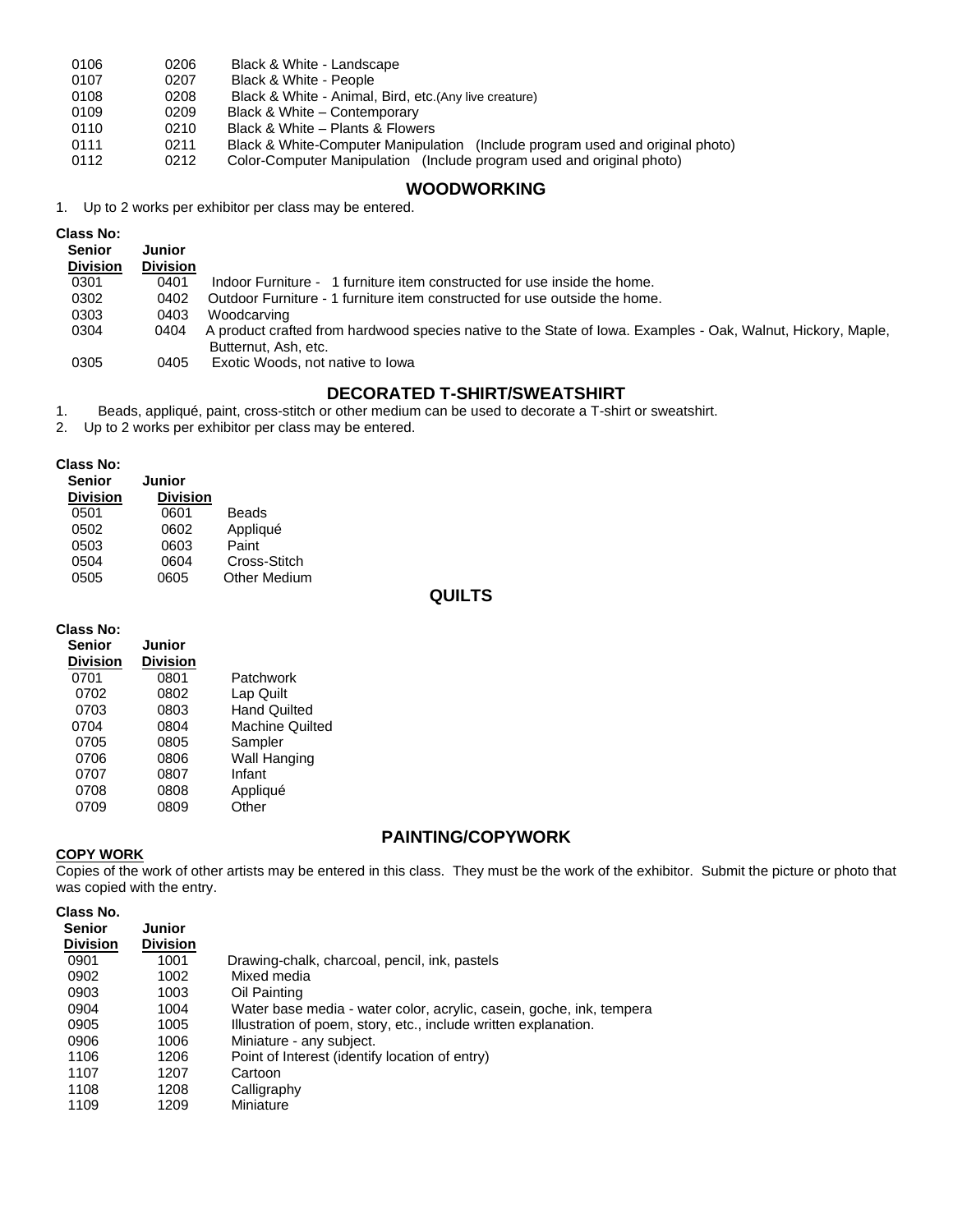| | | |
|---|---|---|
| 0106 | 0206 | Black & White - Landscape |
| 0107 | 0207 | Black & White - People |
| 0108 | 0208 | Black & White - Animal, Bird, etc.(Any live creature) |
| 0109 | 0209 | Black & White – Contemporary |
| 0110 | 0210 | Black & White – Plants & Flowers |
| 0111 | 0211 | Black & White-Computer Manipulation (Include program used and original photo) |
| 0112 | 0212 | Color-Computer Manipulation (Include program used and original photo) |

## WOODWORKING

1. Up to 2 works per exhibitor per class may be entered.

**Class No:**

| Senior Division | Junior Division | |
|---|---|---|
| 0301 | 0401 | Indoor Furniture - 1 furniture item constructed for use inside the home. |
| 0302 | 0402 | Outdoor Furniture - 1 furniture item constructed for use outside the home. |
| 0303 | 0403 | Woodcarving |
| 0304 | 0404 | A product crafted from hardwood species native to the State of Iowa. Examples - Oak, Walnut, Hickory, Maple, Butternut, Ash, etc. |
| 0305 | 0405 | Exotic Woods, not native to Iowa |

## DECORATED T-SHIRT/SWEATSHIRT

1. Beads, appliqué, paint, cross-stitch or other medium can be used to decorate a T-shirt or sweatshirt.
2. Up to 2 works per exhibitor per class may be entered.

**Class No:**

| Senior Division | Junior Division | |
|---|---|---|
| 0501 | 0601 | Beads |
| 0502 | 0602 | Appliqué |
| 0503 | 0603 | Paint |
| 0504 | 0604 | Cross-Stitch |
| 0505 | 0605 | Other Medium |

## QUILTS

**Class No:**

| Senior Division | Junior Division | |
|---|---|---|
| 0701 | 0801 | Patchwork |
| 0702 | 0802 | Lap Quilt |
| 0703 | 0803 | Hand Quilted |
| 0704 | 0804 | Machine Quilted |
| 0705 | 0805 | Sampler |
| 0706 | 0806 | Wall Hanging |
| 0707 | 0807 | Infant |
| 0708 | 0808 | Appliqué |
| 0709 | 0809 | Other |

## PAINTING/COPYWORK

**COPY WORK**

Copies of the work of other artists may be entered in this class. They must be the work of the exhibitor. Submit the picture or photo that was copied with the entry.

**Class No.**

| Senior Division | Junior Division | |
|---|---|---|
| 0901 | 1001 | Drawing-chalk, charcoal, pencil, ink, pastels |
| 0902 | 1002 | Mixed media |
| 0903 | 1003 | Oil Painting |
| 0904 | 1004 | Water base media - water color, acrylic, casein, goche, ink, tempera |
| 0905 | 1005 | Illustration of poem, story, etc., include written explanation. |
| 0906 | 1006 | Miniature - any subject. |
| 1106 | 1206 | Point of Interest (identify location of entry) |
| 1107 | 1207 | Cartoon |
| 1108 | 1208 | Calligraphy |
| 1109 | 1209 | Miniature |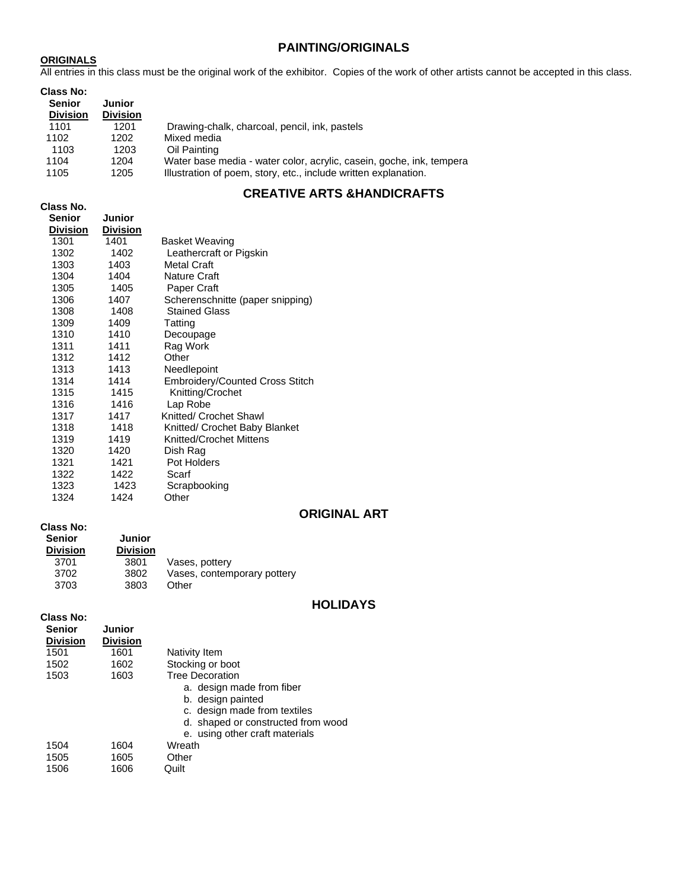# PAINTING/ORIGINALS

**ORIGINALS**

All entries in this class must be the original work of the exhibitor. Copies of the work of other artists cannot be accepted in this class.

**Class No:**

| Senior Division | Junior Division | |
|---|---|---|
| 1101 | 1201 | Drawing-chalk, charcoal, pencil, ink, pastels |
| 1102 | 1202 | Mixed media |
| 1103 | 1203 | Oil Painting |
| 1104 | 1204 | Water base media - water color, acrylic, casein, goche, ink, tempera |
| 1105 | 1205 | Illustration of poem, story, etc., include written explanation. |

# CREATIVE ARTS &HANDICRAFTS

**Class No.**

| Senior Division | Junior Division | |
|---|---|---|
| 1301 | 1401 | Basket Weaving |
| 1302 | 1402 | Leathercraft or Pigskin |
| 1303 | 1403 | Metal Craft |
| 1304 | 1404 | Nature Craft |
| 1305 | 1405 | Paper Craft |
| 1306 | 1407 | Scherenschnitte (paper snipping) |
| 1308 | 1408 | Stained Glass |
| 1309 | 1409 | Tatting |
| 1310 | 1410 | Decoupage |
| 1311 | 1411 | Rag Work |
| 1312 | 1412 | Other |
| 1313 | 1413 | Needlepoint |
| 1314 | 1414 | Embroidery/Counted Cross Stitch |
| 1315 | 1415 | Knitting/Crochet |
| 1316 | 1416 | Lap Robe |
| 1317 | 1417 | Knitted/ Crochet Shawl |
| 1318 | 1418 | Knitted/ Crochet Baby Blanket |
| 1319 | 1419 | Knitted/Crochet Mittens |
| 1320 | 1420 | Dish Rag |
| 1321 | 1421 | Pot Holders |
| 1322 | 1422 | Scarf |
| 1323 | 1423 | Scrapbooking |
| 1324 | 1424 | Other |

# ORIGINAL ART

**Class No:**

| Senior Division | Junior Division | |
|---|---|---|
| 3701 | 3801 | Vases, pottery |
| 3702 | 3802 | Vases, contemporary pottery |
| 3703 | 3803 | Other |

# HOLIDAYS

**Class No:**

| Senior Division | Junior Division | |
|---|---|---|
| 1501 | 1601 | Nativity Item |
| 1502 | 1602 | Stocking or boot |
| 1503 | 1603 | Tree Decoration<br>a. design made from fiber<br>b. design painted<br>c. design made from textiles<br>d. shaped or constructed from wood<br>e. using other craft materials |
| 1504 | 1604 | Wreath |
| 1505 | 1605 | Other |
| 1506 | 1606 | Quilt |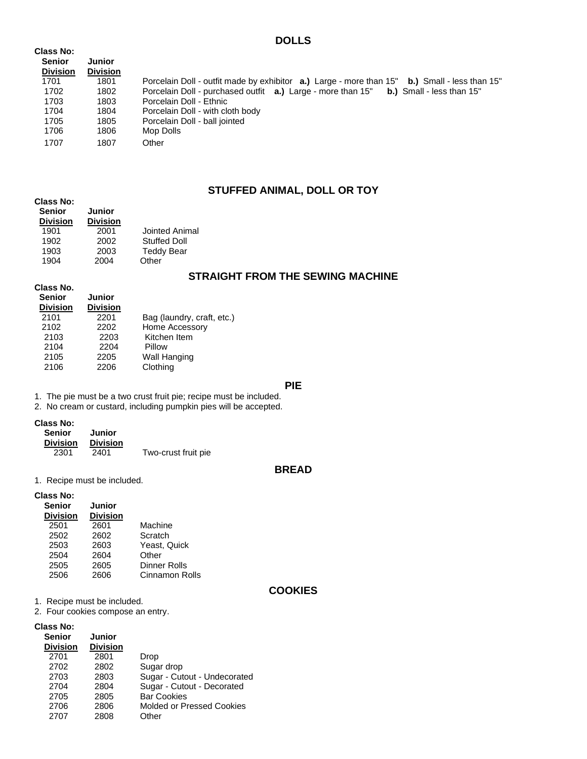## DOLLS

| Class No: Senior Division | Junior Division | |
|---|---|---|
| 1701 | 1801 | Porcelain Doll - outfit made by exhibitor **a.)** Large - more than 15" **b.)** Small - less than 15" |
| 1702 | 1802 | Porcelain Doll - purchased outfit **a.)** Large - more than 15" **b.)** Small - less than 15" |
| 1703 | 1803 | Porcelain Doll - Ethnic |
| 1704 | 1804 | Porcelain Doll - with cloth body |
| 1705 | 1805 | Porcelain Doll - ball jointed |
| 1706 | 1806 | Mop Dolls |
| 1707 | 1807 | Other |

## STUFFED ANIMAL, DOLL OR TOY

| Class No: Senior Division | Junior Division | |
|---|---|---|
| 1901 | 2001 | Jointed Animal |
| 1902 | 2002 | Stuffed Doll |
| 1903 | 2003 | Teddy Bear |
| 1904 | 2004 | Other |

## STRAIGHT FROM THE SEWING MACHINE

| Class No. Senior Division | Junior Division | |
|---|---|---|
| 2101 | 2201 | Bag (laundry, craft, etc.) |
| 2102 | 2202 | Home Accessory |
| 2103 | 2203 | Kitchen Item |
| 2104 | 2204 | Pillow |
| 2105 | 2205 | Wall Hanging |
| 2106 | 2206 | Clothing |

## PIE

1. The pie must be a two crust fruit pie; recipe must be included.
2. No cream or custard, including pumpkin pies will be accepted.

| Class No: Senior Division | Junior Division | |
|---|---|---|
| 2301 | 2401 | Two-crust fruit pie |

## BREAD

1. Recipe must be included.

| Class No: Senior Division | Junior Division | |
|---|---|---|
| 2501 | 2601 | Machine |
| 2502 | 2602 | Scratch |
| 2503 | 2603 | Yeast, Quick |
| 2504 | 2604 | Other |
| 2505 | 2605 | Dinner Rolls |
| 2506 | 2606 | Cinnamon Rolls |

## COOKIES

1. Recipe must be included.
2. Four cookies compose an entry.

| Class No: Senior Division | Junior Division | |
|---|---|---|
| 2701 | 2801 | Drop |
| 2702 | 2802 | Sugar drop |
| 2703 | 2803 | Sugar - Cutout - Undecorated |
| 2704 | 2804 | Sugar - Cutout - Decorated |
| 2705 | 2805 | Bar Cookies |
| 2706 | 2806 | Molded or Pressed Cookies |
| 2707 | 2808 | Other |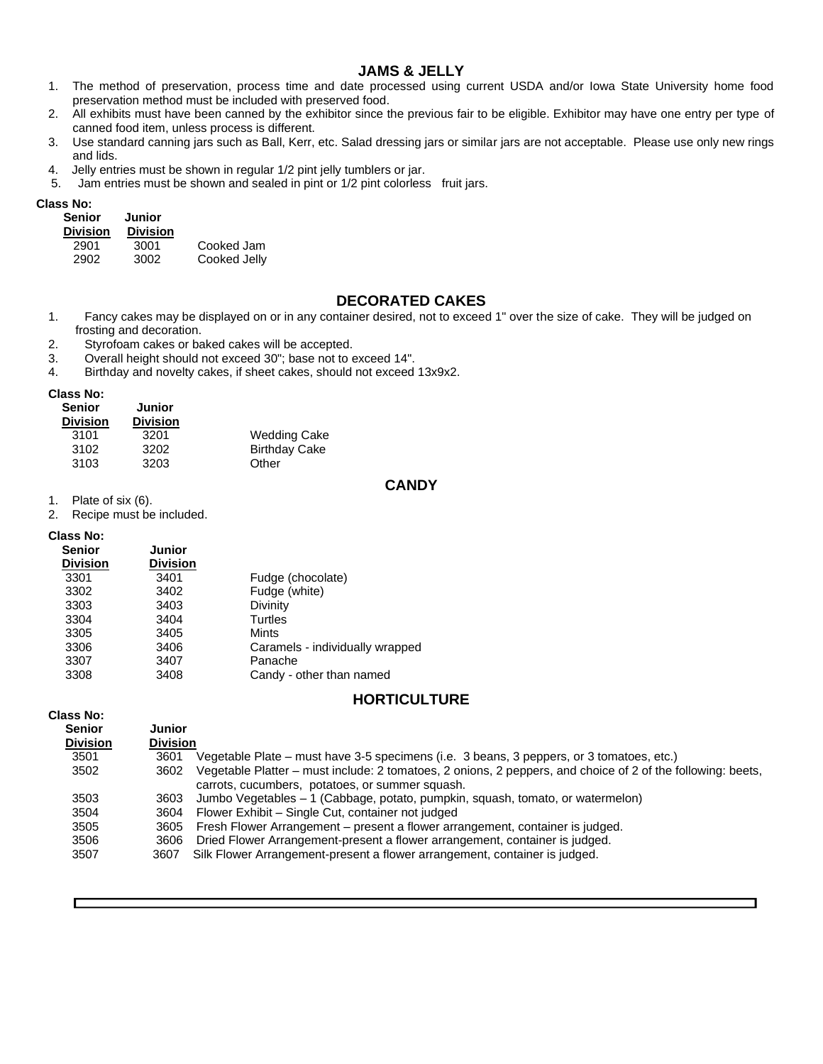## JAMS & JELLY

1. The method of preservation, process time and date processed using current USDA and/or Iowa State University home food preservation method must be included with preserved food.
2. All exhibits must have been canned by the exhibitor since the previous fair to be eligible. Exhibitor may have one entry per type of canned food item, unless process is different.
3. Use standard canning jars such as Ball, Kerr, etc. Salad dressing jars or similar jars are not acceptable. Please use only new rings and lids.
4. Jelly entries must be shown in regular 1/2 pint jelly tumblers or jar.
5. Jam entries must be shown and sealed in pint or 1/2 pint colorless fruit jars.

**Class No:**

| Senior Division | Junior Division | |
|---|---|---|
| 2901 | 3001 | Cooked Jam |
| 2902 | 3002 | Cooked Jelly |

## DECORATED CAKES

1. Fancy cakes may be displayed on or in any container desired, not to exceed 1" over the size of cake. They will be judged on frosting and decoration.
2. Styrofoam cakes or baked cakes will be accepted.
3. Overall height should not exceed 30"; base not to exceed 14".
4. Birthday and novelty cakes, if sheet cakes, should not exceed 13x9x2.

**Class No:**

| Senior Division | Junior Division | |
|---|---|---|
| 3101 | 3201 | Wedding Cake |
| 3102 | 3202 | Birthday Cake |
| 3103 | 3203 | Other |

## CANDY

1. Plate of six (6).
2. Recipe must be included.

**Class No:**

| Senior Division | Junior Division | |
|---|---|---|
| 3301 | 3401 | Fudge (chocolate) |
| 3302 | 3402 | Fudge (white) |
| 3303 | 3403 | Divinity |
| 3304 | 3404 | Turtles |
| 3305 | 3405 | Mints |
| 3306 | 3406 | Caramels - individually wrapped |
| 3307 | 3407 | Panache |
| 3308 | 3408 | Candy - other than named |

## HORTICULTURE

**Class No:**

| Senior Division | Junior Division | |
|---|---|---|
| 3501 | 3601 | Vegetable Plate – must have 3-5 specimens (i.e. 3 beans, 3 peppers, or 3 tomatoes, etc.) |
| 3502 | 3602 | Vegetable Platter – must include: 2 tomatoes, 2 onions, 2 peppers, and choice of 2 of the following: beets, carrots, cucumbers, potatoes, or summer squash. |
| 3503 | 3603 | Jumbo Vegetables – 1 (Cabbage, potato, pumpkin, squash, tomato, or watermelon) |
| 3504 | 3604 | Flower Exhibit – Single Cut, container not judged |
| 3505 | 3605 | Fresh Flower Arrangement – present a flower arrangement, container is judged. |
| 3506 | 3606 | Dried Flower Arrangement-present a flower arrangement, container is judged. |
| 3507 | 3607 | Silk Flower Arrangement-present a flower arrangement, container is judged. |